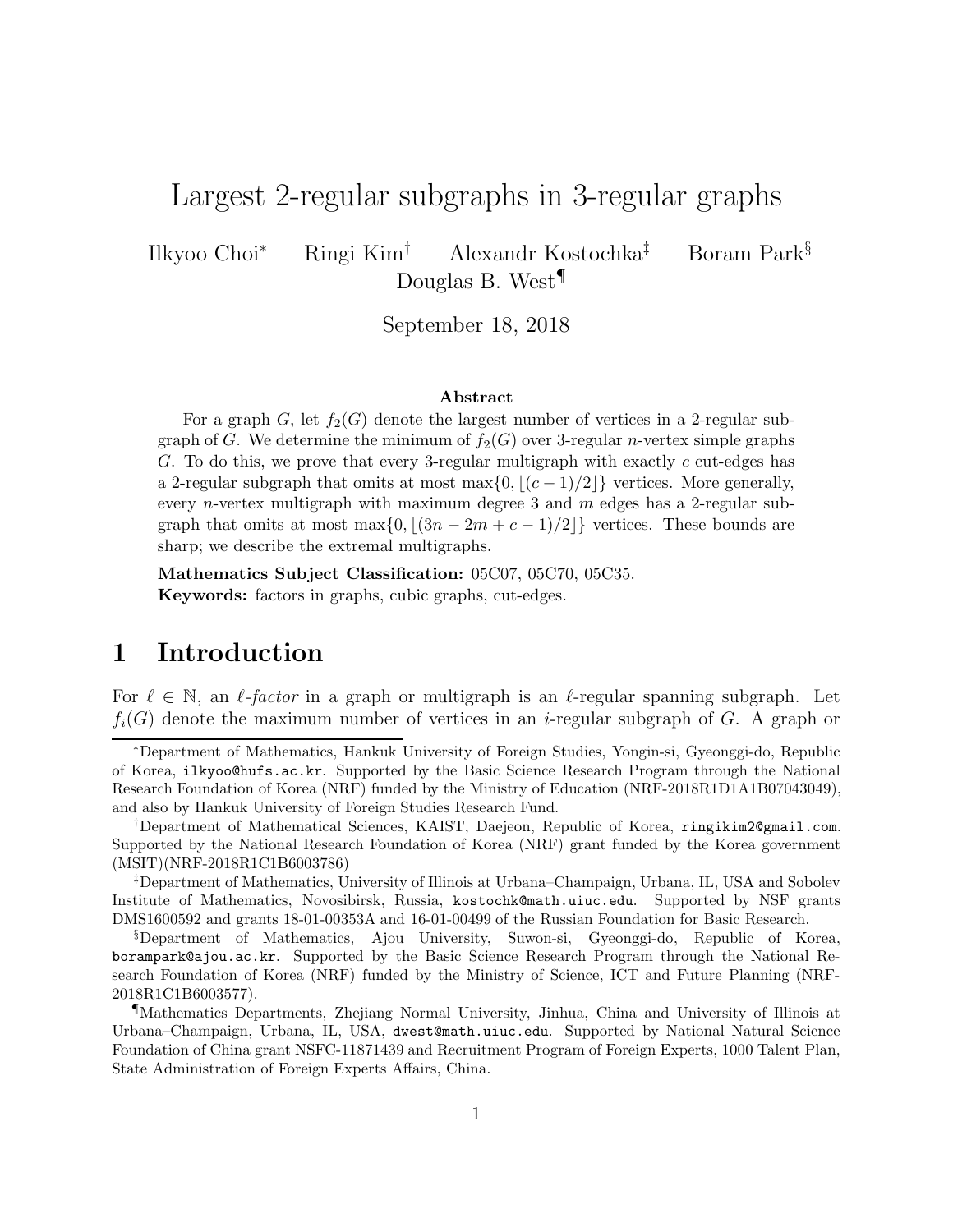# Largest 2-regular subgraphs in 3-regular graphs

Ilkyoo Choi[∗] Ringi Kim[†] Alexandr Kostochka[‡] Boram Park[§] Douglas B. West[¶]

September 18, 2018

### Abstract

For a graph $G$, let $f_2(G)$ denote the largest number of vertices in a 2-regular subgraph of $G$. We determine the minimum of $f_2(G)$ over 3-regular $n$-vertex simple graphs $G$. To do this, we prove that every 3-regular multigraph with exactly $c$ cut-edges has a 2-regular subgraph that omits at most $\max\{0, \lfloor (c-1)/2 \rfloor\}$ vertices. More generally, every $n$-vertex multigraph with maximum degree 3 and $m$ edges has a 2-regular subgraph that omits at most $\max\{0, \lfloor (3n-2m+c-1)/2 \rfloor\}$ vertices. These bounds are sharp; we describe the extremal multigraphs.

**Mathematics Subject Classification:** 05C07, 05C70, 05C35.
**Keywords:** factors in graphs, cubic graphs, cut-edges.

## 1 Introduction

For $\ell \in \mathbb{N}$, an *$\ell$-factor* in a graph or multigraph is an $\ell$-regular spanning subgraph. Let $f_i(G)$ denote the maximum number of vertices in an $i$-regular subgraph of $G$. A graph or

---

[∗]Department of Mathematics, Hankuk University of Foreign Studies, Yongin-si, Gyeonggi-do, Republic of Korea, ilkyoo@hufs.ac.kr. Supported by the Basic Science Research Program through the National Research Foundation of Korea (NRF) funded by the Ministry of Education (NRF-2018R1D1A1B07043049), and also by Hankuk University of Foreign Studies Research Fund.

[†]Department of Mathematical Sciences, KAIST, Daejeon, Republic of Korea, ringikim2@gmail.com. Supported by the National Research Foundation of Korea (NRF) grant funded by the Korea government (MSIT)(NRF-2018R1C1B6003786)

[‡]Department of Mathematics, University of Illinois at Urbana–Champaign, Urbana, IL, USA and Sobolev Institute of Mathematics, Novosibirsk, Russia, kostochk@math.uiuc.edu. Supported by NSF grants DMS1600592 and grants 18-01-00353A and 16-01-00499 of the Russian Foundation for Basic Research.

[§]Department of Mathematics, Ajou University, Suwon-si, Gyeonggi-do, Republic of Korea, borampark@ajou.ac.kr. Supported by the Basic Science Research Program through the National Research Foundation of Korea (NRF) funded by the Ministry of Science, ICT and Future Planning (NRF-2018R1C1B6003577).

[¶]Mathematics Departments, Zhejiang Normal University, Jinhua, China and University of Illinois at Urbana–Champaign, Urbana, IL, USA, dwest@math.uiuc.edu. Supported by National Natural Science Foundation of China grant NSFC-11871439 and Recruitment Program of Foreign Experts, 1000 Talent Plan, State Administration of Foreign Experts Affairs, China.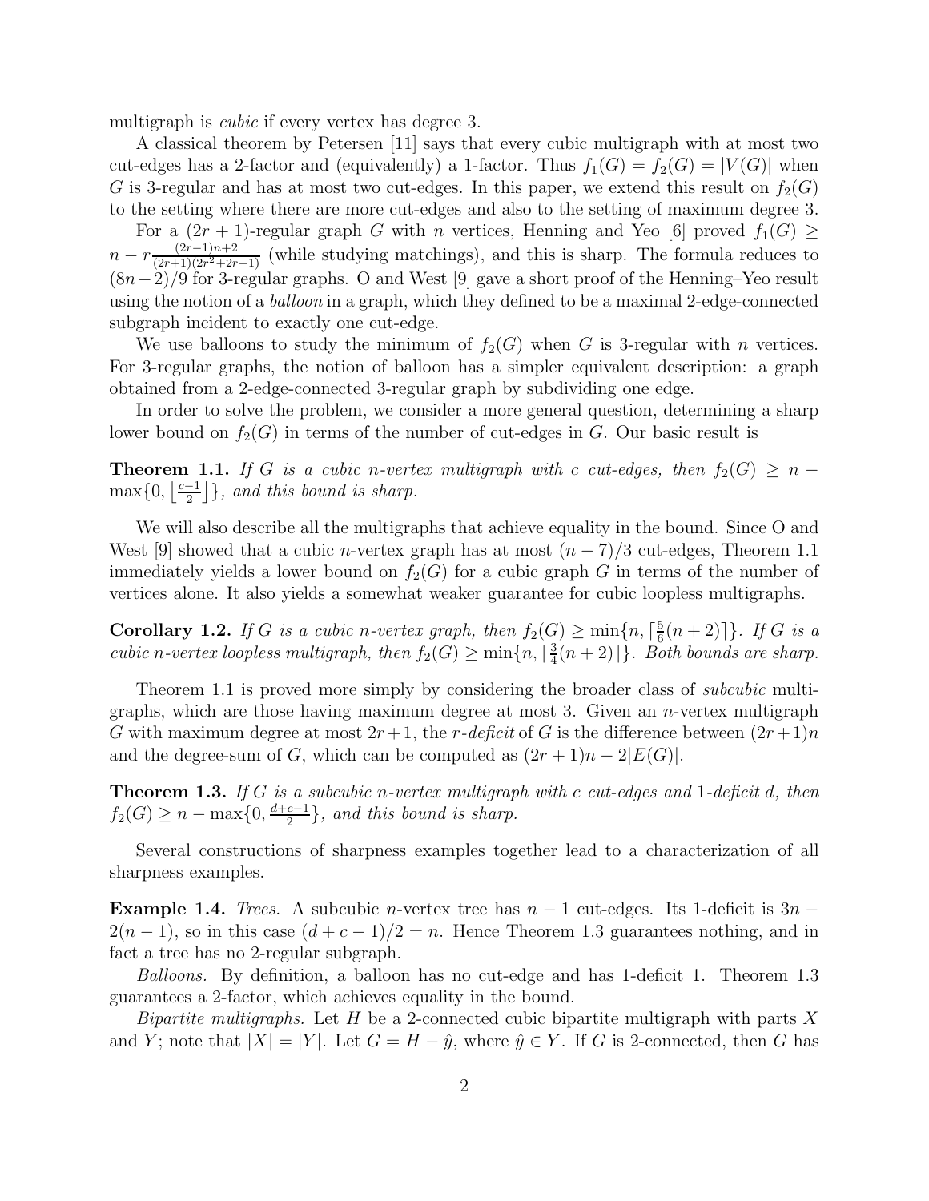multigraph is *cubic* if every vertex has degree 3.

A classical theorem by Petersen [11] says that every cubic multigraph with at most two cut-edges has a 2-factor and (equivalently) a 1-factor. Thus $f_1(G) = f_2(G) = |V(G)|$ when $G$ is 3-regular and has at most two cut-edges. In this paper, we extend this result on $f_2(G)$ to the setting where there are more cut-edges and also to the setting of maximum degree 3.

For a $(2r+1)$-regular graph $G$ with $n$ vertices, Henning and Yeo [6] proved $f_1(G) \geq n - r\frac{(2r-1)n+2}{(2r+1)(2r^2+2r-1)}$ (while studying matchings), and this is sharp. The formula reduces to $(8n-2)/9$ for 3-regular graphs. O and West [9] gave a short proof of the Henning–Yeo result using the notion of a *balloon* in a graph, which they defined to be a maximal 2-edge-connected subgraph incident to exactly one cut-edge.

We use balloons to study the minimum of $f_2(G)$ when $G$ is 3-regular with $n$ vertices. For 3-regular graphs, the notion of balloon has a simpler equivalent description: a graph obtained from a 2-edge-connected 3-regular graph by subdividing one edge.

In order to solve the problem, we consider a more general question, determining a sharp lower bound on $f_2(G)$ in terms of the number of cut-edges in $G$. Our basic result is

**Theorem 1.1.** *If $G$ is a cubic $n$-vertex multigraph with $c$ cut-edges, then $f_2(G) \geq n - \max\{0, \lfloor \frac{c-1}{2} \rfloor\}$, and this bound is sharp.*

We will also describe all the multigraphs that achieve equality in the bound. Since O and West [9] showed that a cubic $n$-vertex graph has at most $(n-7)/3$ cut-edges, Theorem 1.1 immediately yields a lower bound on $f_2(G)$ for a cubic graph $G$ in terms of the number of vertices alone. It also yields a somewhat weaker guarantee for cubic loopless multigraphs.

**Corollary 1.2.** *If $G$ is a cubic $n$-vertex graph, then $f_2(G) \geq \min\{n, \lceil \frac{5}{6}(n+2) \rceil\}$. If $G$ is a cubic $n$-vertex loopless multigraph, then $f_2(G) \geq \min\{n, \lceil \frac{3}{4}(n+2) \rceil\}$. Both bounds are sharp.*

Theorem 1.1 is proved more simply by considering the broader class of *subcubic* multigraphs, which are those having maximum degree at most 3. Given an $n$-vertex multigraph $G$ with maximum degree at most $2r+1$, the *$r$-deficit* of $G$ is the difference between $(2r+1)n$ and the degree-sum of $G$, which can be computed as $(2r+1)n - 2|E(G)|$.

**Theorem 1.3.** *If $G$ is a subcubic $n$-vertex multigraph with $c$ cut-edges and 1-deficit $d$, then $f_2(G) \geq n - \max\{0, \frac{d+c-1}{2}\}$, and this bound is sharp.*

Several constructions of sharpness examples together lead to a characterization of all sharpness examples.

**Example 1.4.** *Trees.* A subcubic $n$-vertex tree has $n-1$ cut-edges. Its 1-deficit is $3n - 2(n-1)$, so in this case $(d+c-1)/2 = n$. Hence Theorem 1.3 guarantees nothing, and in fact a tree has no 2-regular subgraph.

*Balloons.* By definition, a balloon has no cut-edge and has 1-deficit 1. Theorem 1.3 guarantees a 2-factor, which achieves equality in the bound.

*Bipartite multigraphs.* Let $H$ be a 2-connected cubic bipartite multigraph with parts $X$ and $Y$; note that $|X| = |Y|$. Let $G = H - \hat{y}$, where $\hat{y} \in Y$. If $G$ is 2-connected, then $G$ has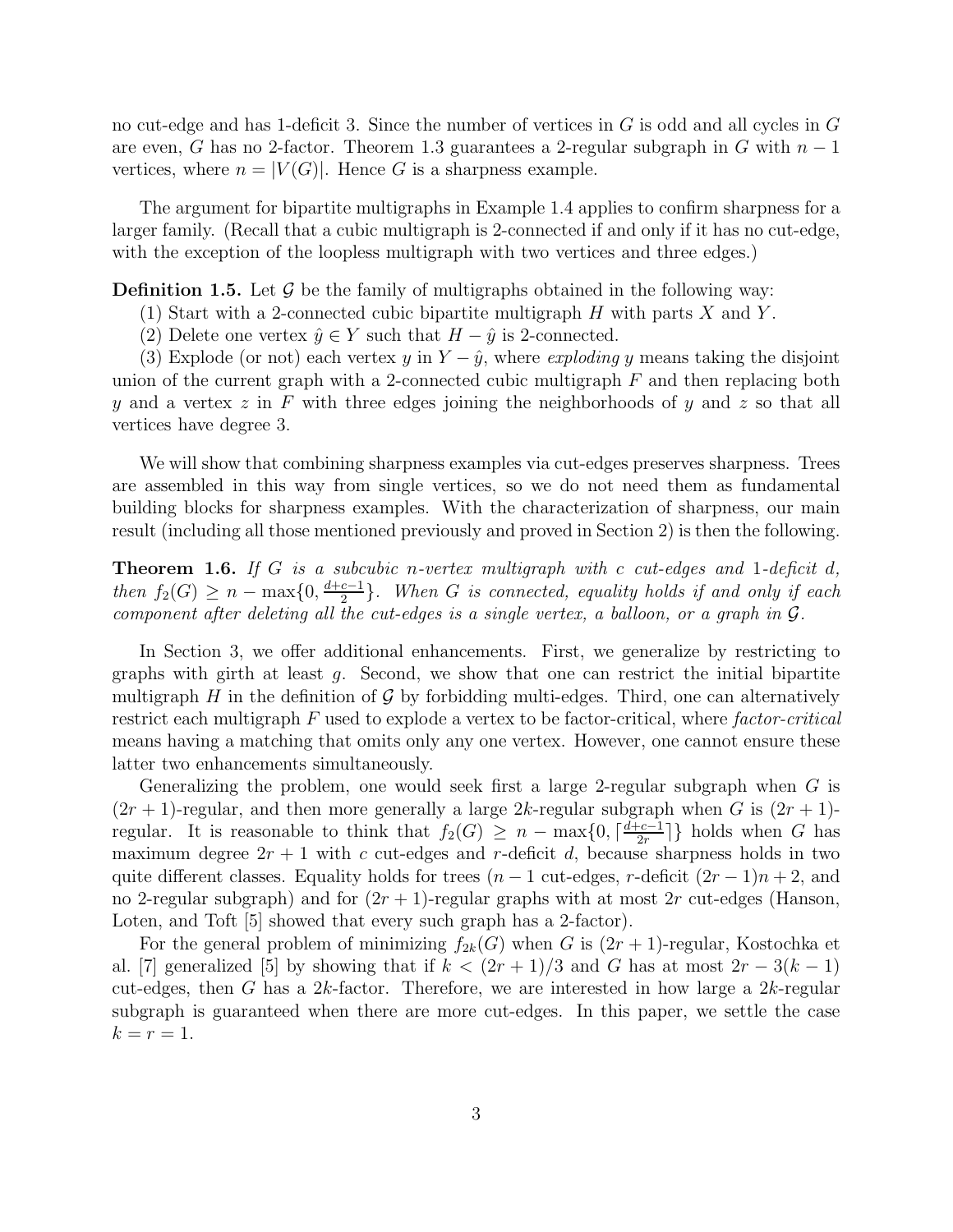no cut-edge and has 1-deficit 3. Since the number of vertices in $G$ is odd and all cycles in $G$ are even, $G$ has no 2-factor. Theorem 1.3 guarantees a 2-regular subgraph in $G$ with $n-1$ vertices, where $n = |V(G)|$. Hence $G$ is a sharpness example.

The argument for bipartite multigraphs in Example 1.4 applies to confirm sharpness for a larger family. (Recall that a cubic multigraph is 2-connected if and only if it has no cut-edge, with the exception of the loopless multigraph with two vertices and three edges.)

**Definition 1.5.** Let $\mathcal{G}$ be the family of multigraphs obtained in the following way:

(1) Start with a 2-connected cubic bipartite multigraph $H$ with parts $X$ and $Y$.

(2) Delete one vertex $\hat{y} \in Y$ such that $H - \hat{y}$ is 2-connected.

(3) Explode (or not) each vertex $y$ in $Y - \hat{y}$, where *exploding* $y$ means taking the disjoint union of the current graph with a 2-connected cubic multigraph $F$ and then replacing both $y$ and a vertex $z$ in $F$ with three edges joining the neighborhoods of $y$ and $z$ so that all vertices have degree 3.

We will show that combining sharpness examples via cut-edges preserves sharpness. Trees are assembled in this way from single vertices, so we do not need them as fundamental building blocks for sharpness examples. With the characterization of sharpness, our main result (including all those mentioned previously and proved in Section 2) is then the following.

**Theorem 1.6.** *If $G$ is a subcubic $n$-vertex multigraph with $c$ cut-edges and 1-deficit $d$, then $f_2(G) \ge n - \max\{0, \frac{d+c-1}{2}\}$. When $G$ is connected, equality holds if and only if each component after deleting all the cut-edges is a single vertex, a balloon, or a graph in $\mathcal{G}$.*

In Section 3, we offer additional enhancements. First, we generalize by restricting to graphs with girth at least $g$. Second, we show that one can restrict the initial bipartite multigraph $H$ in the definition of $\mathcal{G}$ by forbidding multi-edges. Third, one can alternatively restrict each multigraph $F$ used to explode a vertex to be factor-critical, where *factor-critical* means having a matching that omits only any one vertex. However, one cannot ensure these latter two enhancements simultaneously.

Generalizing the problem, one would seek first a large 2-regular subgraph when $G$ is $(2r+1)$-regular, and then more generally a large $2k$-regular subgraph when $G$ is $(2r+1)$-regular. It is reasonable to think that $f_2(G) \ge n - \max\{0, \lceil \frac{d+c-1}{2r} \rceil\}$ holds when $G$ has maximum degree $2r+1$ with $c$ cut-edges and $r$-deficit $d$, because sharpness holds in two quite different classes. Equality holds for trees ($n-1$ cut-edges, $r$-deficit $(2r-1)n+2$, and no 2-regular subgraph) and for $(2r+1)$-regular graphs with at most $2r$ cut-edges (Hanson, Loten, and Toft [5] showed that every such graph has a 2-factor).

For the general problem of minimizing $f_{2k}(G)$ when $G$ is $(2r+1)$-regular, Kostochka et al. [7] generalized [5] by showing that if $k < (2r+1)/3$ and $G$ has at most $2r - 3(k-1)$ cut-edges, then $G$ has a $2k$-factor. Therefore, we are interested in how large a $2k$-regular subgraph is guaranteed when there are more cut-edges. In this paper, we settle the case $k = r = 1$.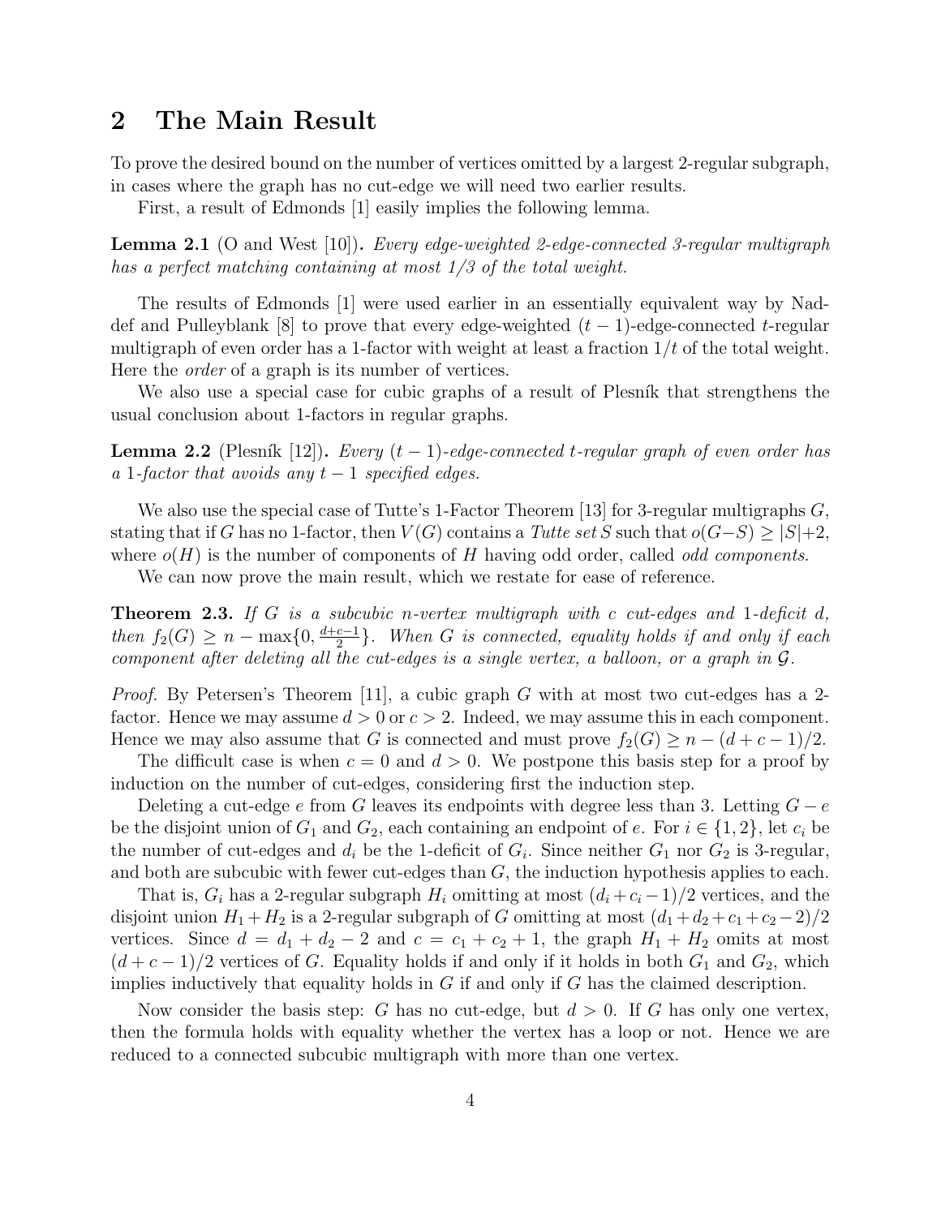## 2 The Main Result

To prove the desired bound on the number of vertices omitted by a largest 2-regular subgraph, in cases where the graph has no cut-edge we will need two earlier results.

First, a result of Edmonds [1] easily implies the following lemma.

**Lemma 2.1** (O and West [10]). *Every edge-weighted 2-edge-connected 3-regular multigraph has a perfect matching containing at most 1/3 of the total weight.*

The results of Edmonds [1] were used earlier in an essentially equivalent way by Naddef and Pulleyblank [8] to prove that every edge-weighted $(t-1)$-edge-connected $t$-regular multigraph of even order has a 1-factor with weight at least a fraction $1/t$ of the total weight. Here the *order* of a graph is its number of vertices.

We also use a special case for cubic graphs of a result of Plesník that strengthens the usual conclusion about 1-factors in regular graphs.

**Lemma 2.2** (Plesník [12]). *Every $(t-1)$-edge-connected $t$-regular graph of even order has a 1-factor that avoids any $t-1$ specified edges.*

We also use the special case of Tutte's 1-Factor Theorem [13] for 3-regular multigraphs $G$, stating that if $G$ has no 1-factor, then $V(G)$ contains a *Tutte set* $S$ such that $o(G-S) \geq |S|+2$, where $o(H)$ is the number of components of $H$ having odd order, called *odd components*.

We can now prove the main result, which we restate for ease of reference.

**Theorem 2.3.** *If $G$ is a subcubic $n$-vertex multigraph with $c$ cut-edges and 1-deficit $d$, then $f_2(G) \geq n - \max\{0, \frac{d+c-1}{2}\}$. When $G$ is connected, equality holds if and only if each component after deleting all the cut-edges is a single vertex, a balloon, or a graph in $\mathcal{G}$.*

*Proof.* By Petersen's Theorem [11], a cubic graph $G$ with at most two cut-edges has a 2-factor. Hence we may assume $d > 0$ or $c > 2$. Indeed, we may assume this in each component. Hence we may also assume that $G$ is connected and must prove $f_2(G) \geq n - (d+c-1)/2$.

The difficult case is when $c = 0$ and $d > 0$. We postpone this basis step for a proof by induction on the number of cut-edges, considering first the induction step.

Deleting a cut-edge $e$ from $G$ leaves its endpoints with degree less than 3. Letting $G - e$ be the disjoint union of $G_1$ and $G_2$, each containing an endpoint of $e$. For $i \in \{1, 2\}$, let $c_i$ be the number of cut-edges and $d_i$ be the 1-deficit of $G_i$. Since neither $G_1$ nor $G_2$ is 3-regular, and both are subcubic with fewer cut-edges than $G$, the induction hypothesis applies to each.

That is, $G_i$ has a 2-regular subgraph $H_i$ omitting at most $(d_i + c_i - 1)/2$ vertices, and the disjoint union $H_1 + H_2$ is a 2-regular subgraph of $G$ omitting at most $(d_1 + d_2 + c_1 + c_2 - 2)/2$ vertices. Since $d = d_1 + d_2 - 2$ and $c = c_1 + c_2 + 1$, the graph $H_1 + H_2$ omits at most $(d + c - 1)/2$ vertices of $G$. Equality holds if and only if it holds in both $G_1$ and $G_2$, which implies inductively that equality holds in $G$ if and only if $G$ has the claimed description.

Now consider the basis step: $G$ has no cut-edge, but $d > 0$. If $G$ has only one vertex, then the formula holds with equality whether the vertex has a loop or not. Hence we are reduced to a connected subcubic multigraph with more than one vertex.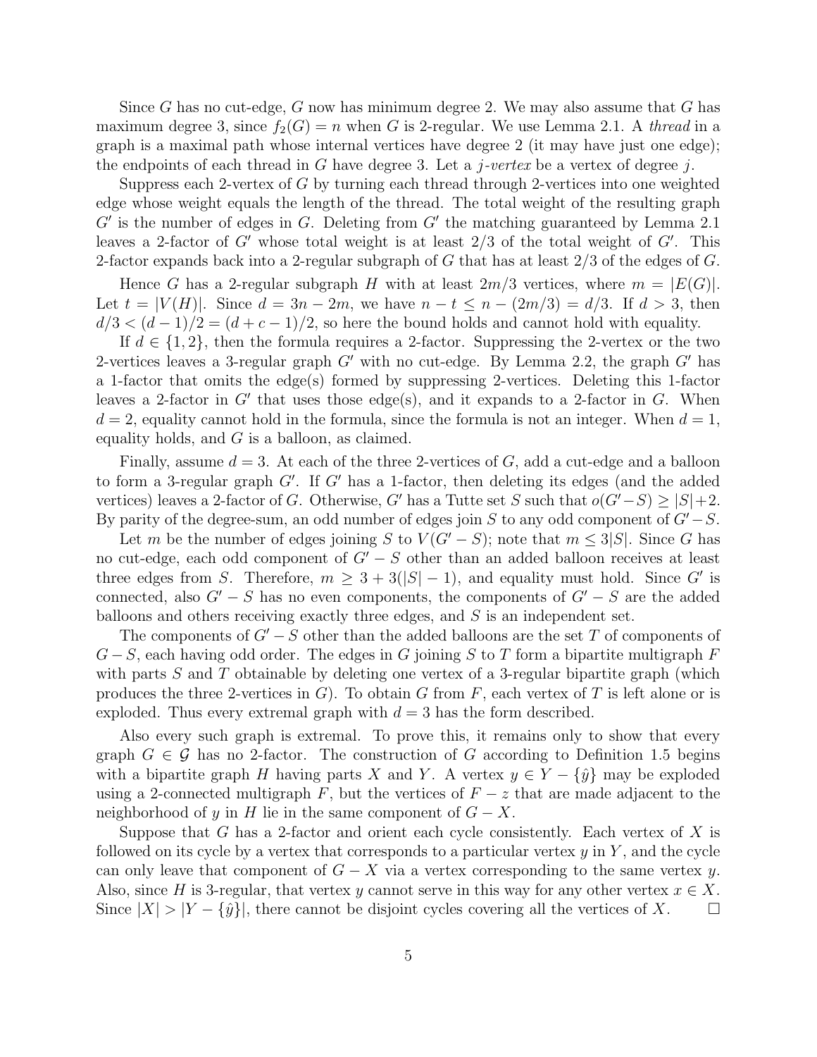Since $G$ has no cut-edge, $G$ now has minimum degree 2. We may also assume that $G$ has maximum degree 3, since $f_2(G) = n$ when $G$ is 2-regular. We use Lemma 2.1. A *thread* in a graph is a maximal path whose internal vertices have degree 2 (it may have just one edge); the endpoints of each thread in $G$ have degree 3. Let a *$j$-vertex* be a vertex of degree $j$.

Suppress each 2-vertex of $G$ by turning each thread through 2-vertices into one weighted edge whose weight equals the length of the thread. The total weight of the resulting graph $G'$ is the number of edges in $G$. Deleting from $G'$ the matching guaranteed by Lemma 2.1 leaves a 2-factor of $G'$ whose total weight is at least $2/3$ of the total weight of $G'$. This 2-factor expands back into a 2-regular subgraph of $G$ that has at least $2/3$ of the edges of $G$.

Hence $G$ has a 2-regular subgraph $H$ with at least $2m/3$ vertices, where $m = |E(G)|$. Let $t = |V(H)|$. Since $d = 3n - 2m$, we have $n - t \le n - (2m/3) = d/3$. If $d > 3$, then $d/3 < (d-1)/2 = (d+c-1)/2$, so here the bound holds and cannot hold with equality.

If $d \in \{1, 2\}$, then the formula requires a 2-factor. Suppressing the 2-vertex or the two 2-vertices leaves a 3-regular graph $G'$ with no cut-edge. By Lemma 2.2, the graph $G'$ has a 1-factor that omits the edge(s) formed by suppressing 2-vertices. Deleting this 1-factor leaves a 2-factor in $G'$ that uses those edge(s), and it expands to a 2-factor in $G$. When $d = 2$, equality cannot hold in the formula, since the formula is not an integer. When $d = 1$, equality holds, and $G$ is a balloon, as claimed.

Finally, assume $d = 3$. At each of the three 2-vertices of $G$, add a cut-edge and a balloon to form a 3-regular graph $G'$. If $G'$ has a 1-factor, then deleting its edges (and the added vertices) leaves a 2-factor of $G$. Otherwise, $G'$ has a Tutte set $S$ such that $o(G'-S) \ge |S|+2$. By parity of the degree-sum, an odd number of edges join $S$ to any odd component of $G'-S$.

Let $m$ be the number of edges joining $S$ to $V(G'-S)$; note that $m \le 3|S|$. Since $G$ has no cut-edge, each odd component of $G'-S$ other than an added balloon receives at least three edges from $S$. Therefore, $m \ge 3 + 3(|S|-1)$, and equality must hold. Since $G'$ is connected, also $G'-S$ has no even components, the components of $G'-S$ are the added balloons and others receiving exactly three edges, and $S$ is an independent set.

The components of $G'-S$ other than the added balloons are the set $T$ of components of $G-S$, each having odd order. The edges in $G$ joining $S$ to $T$ form a bipartite multigraph $F$ with parts $S$ and $T$ obtainable by deleting one vertex of a 3-regular bipartite graph (which produces the three 2-vertices in $G$). To obtain $G$ from $F$, each vertex of $T$ is left alone or is exploded. Thus every extremal graph with $d = 3$ has the form described.

Also every such graph is extremal. To prove this, it remains only to show that every graph $G \in \mathcal{G}$ has no 2-factor. The construction of $G$ according to Definition 1.5 begins with a bipartite graph $H$ having parts $X$ and $Y$. A vertex $y \in Y - \{\hat{y}\}$ may be exploded using a 2-connected multigraph $F$, but the vertices of $F - z$ that are made adjacent to the neighborhood of $y$ in $H$ lie in the same component of $G - X$.

Suppose that $G$ has a 2-factor and orient each cycle consistently. Each vertex of $X$ is followed on its cycle by a vertex that corresponds to a particular vertex $y$ in $Y$, and the cycle can only leave that component of $G - X$ via a vertex corresponding to the same vertex $y$. Also, since $H$ is 3-regular, that vertex $y$ cannot serve in this way for any other vertex $x \in X$. Since $|X| > |Y - \{\hat{y}\}|$, there cannot be disjoint cycles covering all the vertices of $X$. □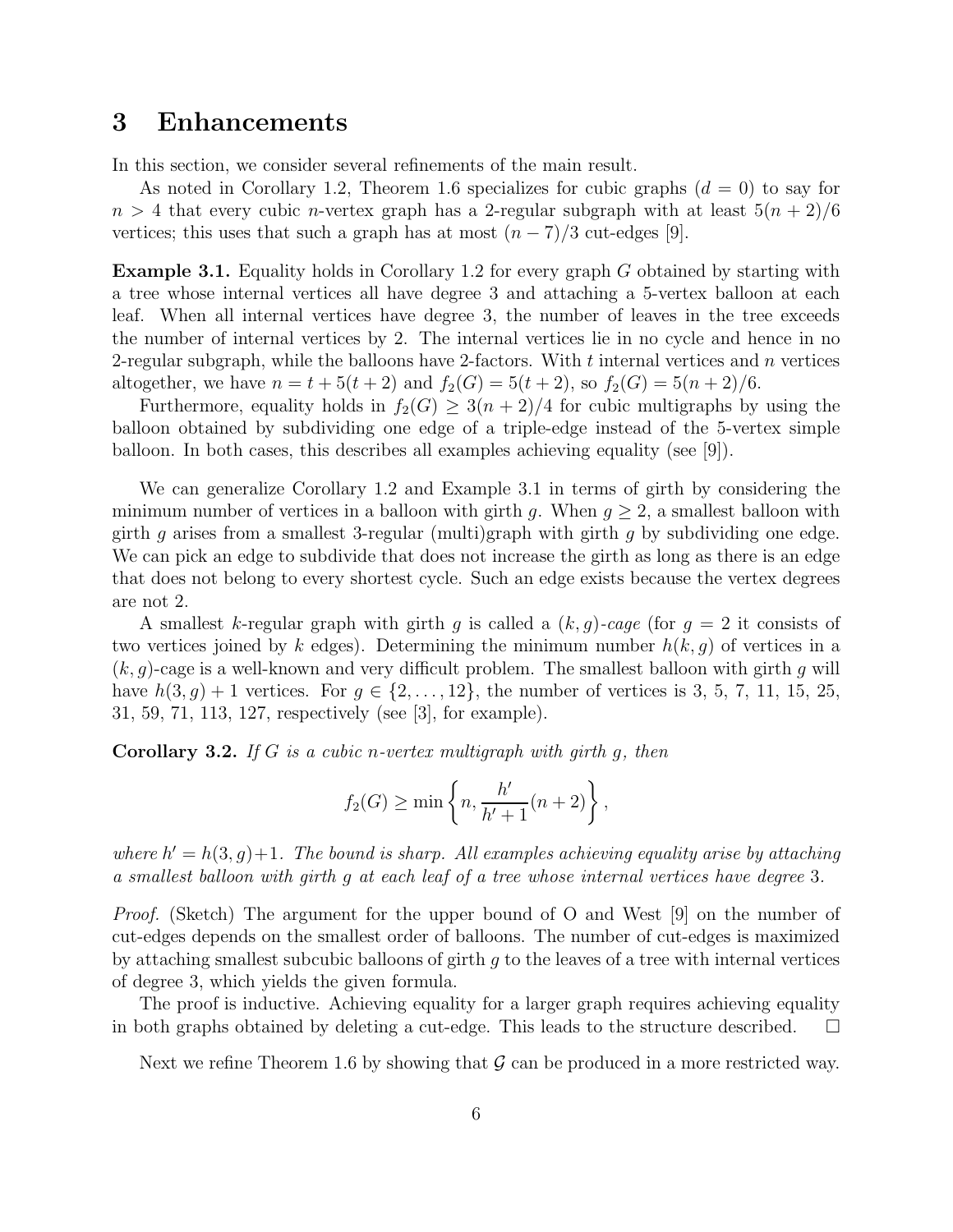## 3 Enhancements

In this section, we consider several refinements of the main result.

As noted in Corollary 1.2, Theorem 1.6 specializes for cubic graphs ($d = 0$) to say for $n > 4$ that every cubic $n$-vertex graph has a 2-regular subgraph with at least $5(n + 2)/6$ vertices; this uses that such a graph has at most $(n - 7)/3$ cut-edges [9].

**Example 3.1.** Equality holds in Corollary 1.2 for every graph $G$ obtained by starting with a tree whose internal vertices all have degree 3 and attaching a 5-vertex balloon at each leaf. When all internal vertices have degree 3, the number of leaves in the tree exceeds the number of internal vertices by 2. The internal vertices lie in no cycle and hence in no 2-regular subgraph, while the balloons have 2-factors. With $t$ internal vertices and $n$ vertices altogether, we have $n = t + 5(t + 2)$ and $f_2(G) = 5(t + 2)$, so $f_2(G) = 5(n + 2)/6$.

Furthermore, equality holds in $f_2(G) \geq 3(n + 2)/4$ for cubic multigraphs by using the balloon obtained by subdividing one edge of a triple-edge instead of the 5-vertex simple balloon. In both cases, this describes all examples achieving equality (see [9]).

We can generalize Corollary 1.2 and Example 3.1 in terms of girth by considering the minimum number of vertices in a balloon with girth $g$. When $g \geq 2$, a smallest balloon with girth $g$ arises from a smallest 3-regular (multi)graph with girth $g$ by subdividing one edge. We can pick an edge to subdivide that does not increase the girth as long as there is an edge that does not belong to every shortest cycle. Such an edge exists because the vertex degrees are not 2.

A smallest $k$-regular graph with girth $g$ is called a *$(k, g)$-cage* (for $g = 2$ it consists of two vertices joined by $k$ edges). Determining the minimum number $h(k, g)$ of vertices in a $(k, g)$-cage is a well-known and very difficult problem. The smallest balloon with girth $g$ will have $h(3, g) + 1$ vertices. For $g \in \{2, \ldots, 12\}$, the number of vertices is 3, 5, 7, 11, 15, 25, 31, 59, 71, 113, 127, respectively (see [3], for example).

**Corollary 3.2.** *If $G$ is a cubic $n$-vertex multigraph with girth $g$, then*

$$f_2(G) \geq \min\left\{n, \frac{h'}{h'+1}(n + 2)\right\},$$

*where $h' = h(3, g)+1$. The bound is sharp. All examples achieving equality arise by attaching a smallest balloon with girth $g$ at each leaf of a tree whose internal vertices have degree 3.*

*Proof.* (Sketch) The argument for the upper bound of O and West [9] on the number of cut-edges depends on the smallest order of balloons. The number of cut-edges is maximized by attaching smallest subcubic balloons of girth $g$ to the leaves of a tree with internal vertices of degree 3, which yields the given formula.

The proof is inductive. Achieving equality for a larger graph requires achieving equality in both graphs obtained by deleting a cut-edge. This leads to the structure described. $\square$

Next we refine Theorem 1.6 by showing that $\mathcal{G}$ can be produced in a more restricted way.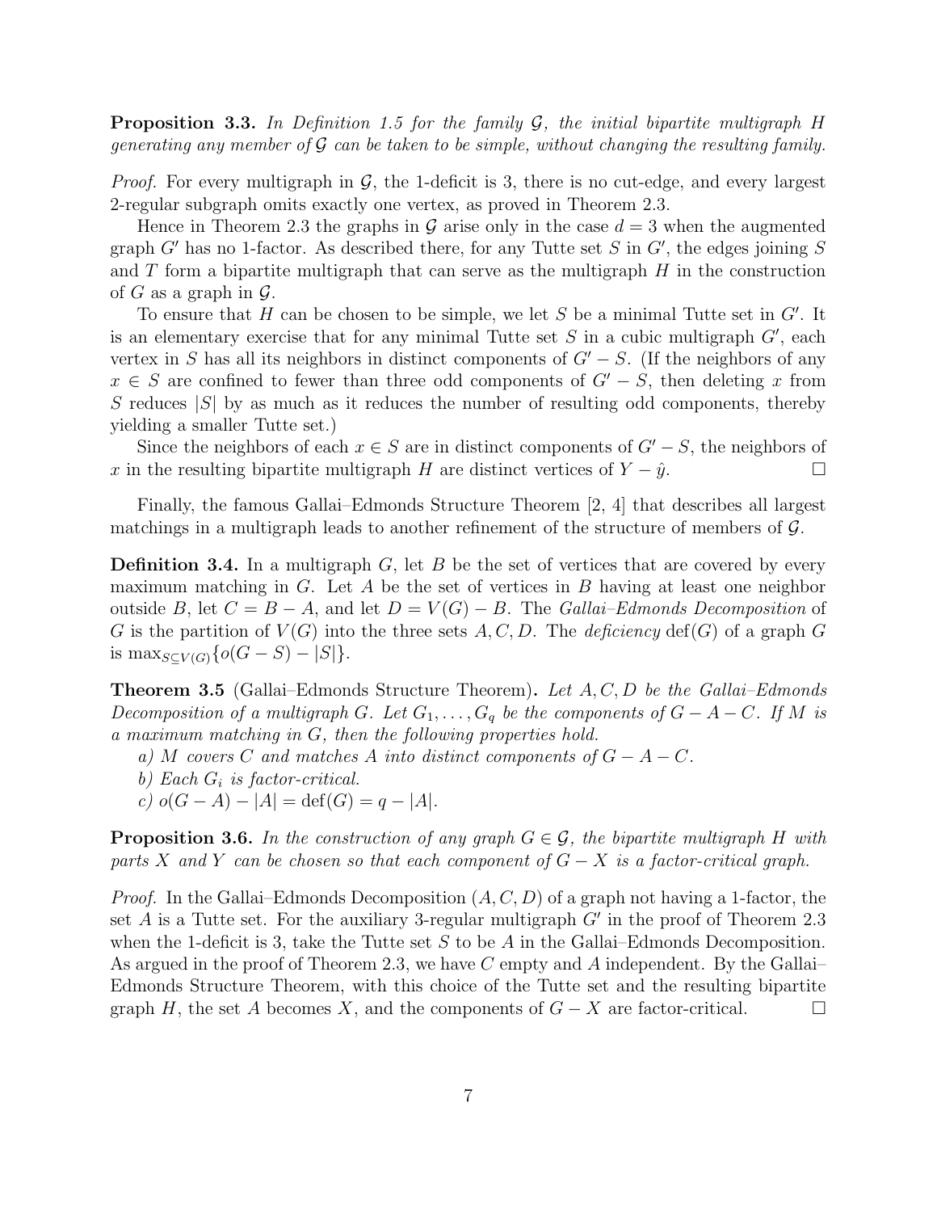**Proposition 3.3.** *In Definition 1.5 for the family $\mathcal{G}$, the initial bipartite multigraph $H$ generating any member of $\mathcal{G}$ can be taken to be simple, without changing the resulting family.*

*Proof.* For every multigraph in $\mathcal{G}$, the 1-deficit is 3, there is no cut-edge, and every largest 2-regular subgraph omits exactly one vertex, as proved in Theorem 2.3.

Hence in Theorem 2.3 the graphs in $\mathcal{G}$ arise only in the case $d = 3$ when the augmented graph $G'$ has no 1-factor. As described there, for any Tutte set $S$ in $G'$, the edges joining $S$ and $T$ form a bipartite multigraph that can serve as the multigraph $H$ in the construction of $G$ as a graph in $\mathcal{G}$.

To ensure that $H$ can be chosen to be simple, we let $S$ be a minimal Tutte set in $G'$. It is an elementary exercise that for any minimal Tutte set $S$ in a cubic multigraph $G'$, each vertex in $S$ has all its neighbors in distinct components of $G' - S$. (If the neighbors of any $x \in S$ are confined to fewer than three odd components of $G' - S$, then deleting $x$ from $S$ reduces $|S|$ by as much as it reduces the number of resulting odd components, thereby yielding a smaller Tutte set.)

Since the neighbors of each $x \in S$ are in distinct components of $G' - S$, the neighbors of $x$ in the resulting bipartite multigraph $H$ are distinct vertices of $Y - \hat{y}$. □

Finally, the famous Gallai–Edmonds Structure Theorem [2, 4] that describes all largest matchings in a multigraph leads to another refinement of the structure of members of $\mathcal{G}$.

**Definition 3.4.** In a multigraph $G$, let $B$ be the set of vertices that are covered by every maximum matching in $G$. Let $A$ be the set of vertices in $B$ having at least one neighbor outside $B$, let $C = B - A$, and let $D = V(G) - B$. The *Gallai–Edmonds Decomposition* of $G$ is the partition of $V(G)$ into the three sets $A, C, D$. The *deficiency* $\mathrm{def}(G)$ of a graph $G$ is $\max_{S \subseteq V(G)}\{o(G - S) - |S|\}$.

**Theorem 3.5** (Gallai–Edmonds Structure Theorem)**.** *Let $A, C, D$ be the Gallai–Edmonds Decomposition of a multigraph $G$. Let $G_1, \ldots, G_q$ be the components of $G - A - C$. If $M$ is a maximum matching in $G$, then the following properties hold.*

*a) $M$ covers $C$ and matches $A$ into distinct components of $G - A - C$.*

*b) Each $G_i$ is factor-critical.*

*c) $o(G - A) - |A| = \mathrm{def}(G) = q - |A|$.*

**Proposition 3.6.** *In the construction of any graph $G \in \mathcal{G}$, the bipartite multigraph $H$ with parts $X$ and $Y$ can be chosen so that each component of $G - X$ is a factor-critical graph.*

*Proof.* In the Gallai–Edmonds Decomposition $(A, C, D)$ of a graph not having a 1-factor, the set $A$ is a Tutte set. For the auxiliary 3-regular multigraph $G'$ in the proof of Theorem 2.3 when the 1-deficit is 3, take the Tutte set $S$ to be $A$ in the Gallai–Edmonds Decomposition. As argued in the proof of Theorem 2.3, we have $C$ empty and $A$ independent. By the Gallai–Edmonds Structure Theorem, with this choice of the Tutte set and the resulting bipartite graph $H$, the set $A$ becomes $X$, and the components of $G - X$ are factor-critical. □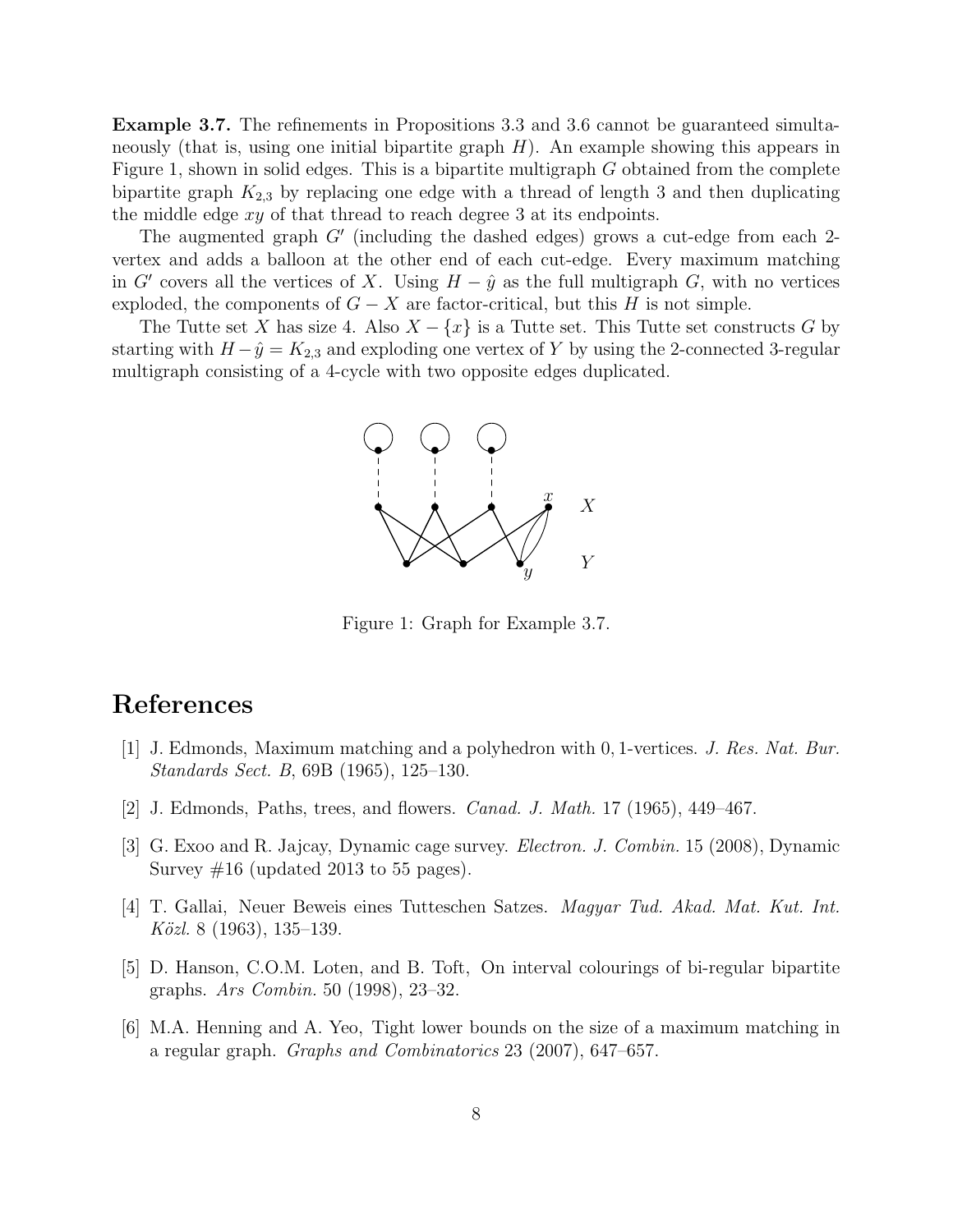**Example 3.7.** The refinements in Propositions 3.3 and 3.6 cannot be guaranteed simultaneously (that is, using one initial bipartite graph $H$). An example showing this appears in Figure 1, shown in solid edges. This is a bipartite multigraph $G$ obtained from the complete bipartite graph $K_{2,3}$ by replacing one edge with a thread of length 3 and then duplicating the middle edge $xy$ of that thread to reach degree 3 at its endpoints.

The augmented graph $G'$ (including the dashed edges) grows a cut-edge from each 2-vertex and adds a balloon at the other end of each cut-edge. Every maximum matching in $G'$ covers all the vertices of $X$. Using $H - \hat{y}$ as the full multigraph $G$, with no vertices exploded, the components of $G - X$ are factor-critical, but this $H$ is not simple.

The Tutte set $X$ has size 4. Also $X - \{x\}$ is a Tutte set. This Tutte set constructs $G$ by starting with $H - \hat{y} = K_{2,3}$ and exploding one vertex of $Y$ by using the 2-connected 3-regular multigraph consisting of a 4-cycle with two opposite edges duplicated.

Figure 1: Graph for Example 3.7.

# References

[1] J. Edmonds, Maximum matching and a polyhedron with 0, 1-vertices. *J. Res. Nat. Bur. Standards Sect. B*, 69B (1965), 125–130.

[2] J. Edmonds, Paths, trees, and flowers. *Canad. J. Math.* 17 (1965), 449–467.

[3] G. Exoo and R. Jajcay, Dynamic cage survey. *Electron. J. Combin.* 15 (2008), Dynamic Survey #16 (updated 2013 to 55 pages).

[4] T. Gallai, Neuer Beweis eines Tutteschen Satzes. *Magyar Tud. Akad. Mat. Kut. Int. Közl.* 8 (1963), 135–139.

[5] D. Hanson, C.O.M. Loten, and B. Toft, On interval colourings of bi-regular bipartite graphs. *Ars Combin.* 50 (1998), 23–32.

[6] M.A. Henning and A. Yeo, Tight lower bounds on the size of a maximum matching in a regular graph. *Graphs and Combinatorics* 23 (2007), 647–657.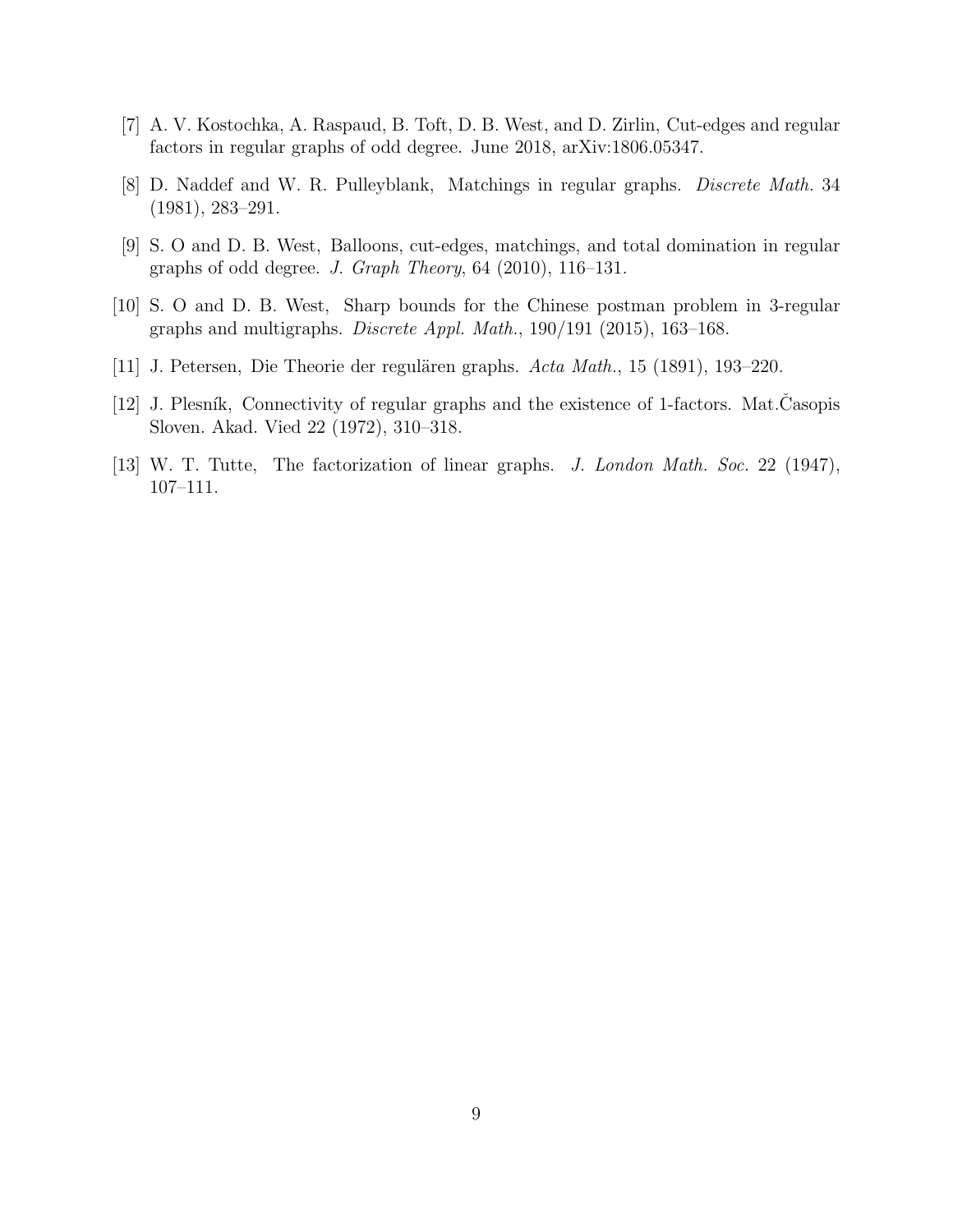[7] A. V. Kostochka, A. Raspaud, B. Toft, D. B. West, and D. Zirlin, Cut-edges and regular factors in regular graphs of odd degree. June 2018, arXiv:1806.05347.

[8] D. Naddef and W. R. Pulleyblank, Matchings in regular graphs. *Discrete Math.* 34 (1981), 283–291.

[9] S. O and D. B. West, Balloons, cut-edges, matchings, and total domination in regular graphs of odd degree. *J. Graph Theory*, 64 (2010), 116–131.

[10] S. O and D. B. West, Sharp bounds for the Chinese postman problem in 3-regular graphs and multigraphs. *Discrete Appl. Math.*, 190/191 (2015), 163–168.

[11] J. Petersen, Die Theorie der regulären graphs. *Acta Math.*, 15 (1891), 193–220.

[12] J. Plesník, Connectivity of regular graphs and the existence of 1-factors. Mat.Časopis Sloven. Akad. Vied 22 (1972), 310–318.

[13] W. T. Tutte, The factorization of linear graphs. *J. London Math. Soc.* 22 (1947), 107–111.